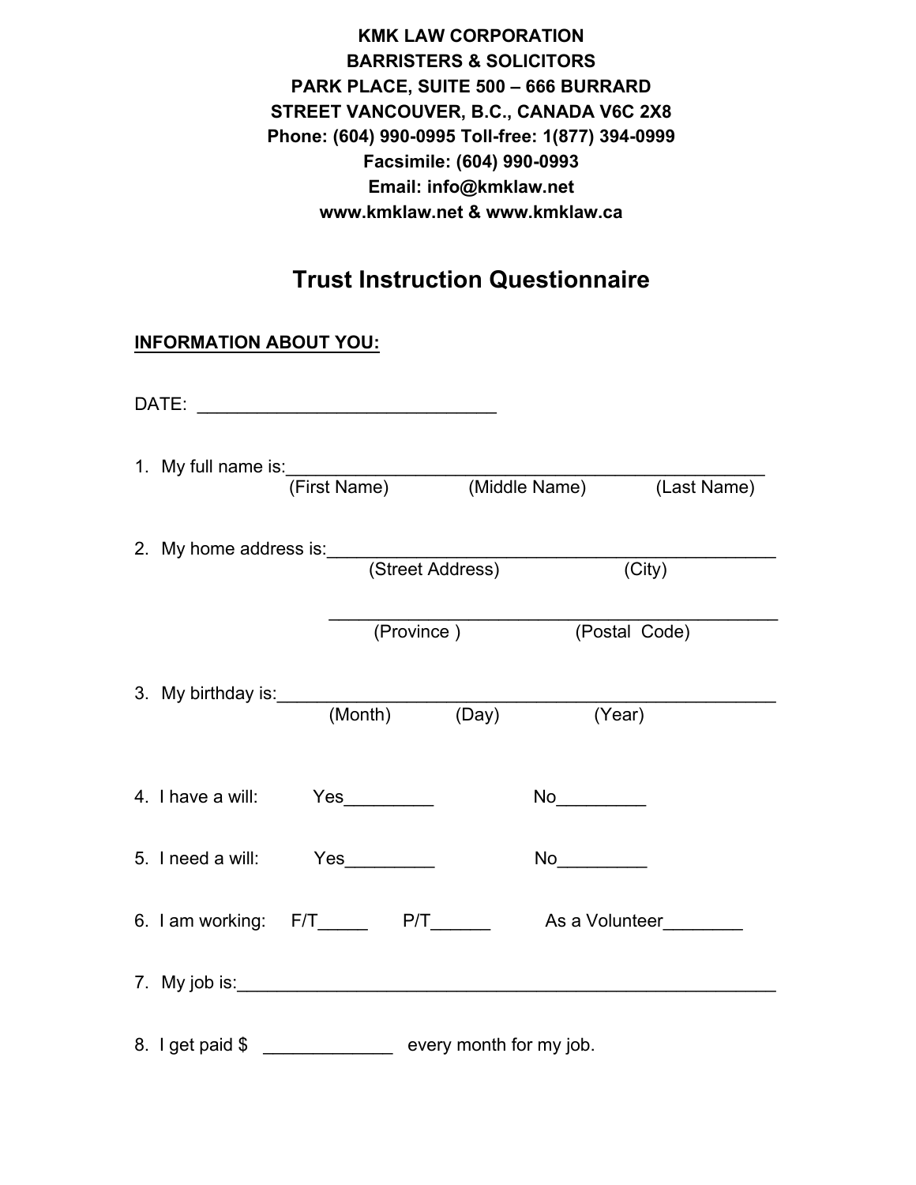**KMK LAW CORPORATION**
**BARRISTERS & SOLICITORS**
**PARK PLACE, SUITE 500 – 666 BURRARD STREET VANCOUVER, B.C., CANADA V6C 2X8**
**Phone: (604) 990-0995 Toll-free: 1(877) 394-0999**
**Facsimile: (604) 990-0993**
**Email: info@kmklaw.net**
**www.kmklaw.net & www.kmklaw.ca**

# Trust Instruction Questionnaire

**INFORMATION ABOUT YOU:**

DATE: ______________________________

1. My full name is:_______________________________________________
   (First Name) (Middle Name) (Last Name)

2. My home address is:____________________________________________
   (Street Address) (City)

   ____________________________________________
   (Province ) (Postal Code)

3. My birthday is:_________________________________________________
   (Month) (Day) (Year)

4. I have a will: Yes_________ No_________

5. I need a will: Yes_________ No_________

6. I am working: F/T_____ P/T______ As a Volunteer________

7. My job is:______________________________________________________

8. I get paid $ _____________ every month for my job.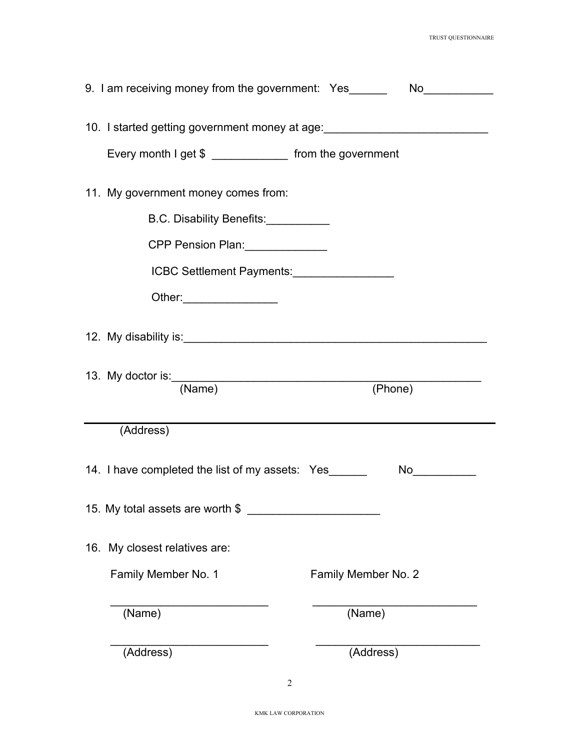9. I am receiving money from the government: Yes______ No___________

10. I started getting government money at age:__________________________

    Every month I get $ ____________ from the government

11. My government money comes from:

    B.C. Disability Benefits:__________

    CPP Pension Plan:_____________

    ICBC Settlement Payments:________________

    Other:_______________

12. My disability is:__________________________________________________

13. My doctor is:__________________________________________________

    (Name) (Phone)

    ______________________________________________________________

    (Address)

14. I have completed the list of my assets: Yes______ No__________

15. My total assets are worth $ ____________________

16. My closest relatives are:

| Family Member No. 1 | Family Member No. 2 |
| --- | --- |
| _________________________ (Name) | _________________________ (Name) |
| _________________________ (Address) | _________________________ (Address) |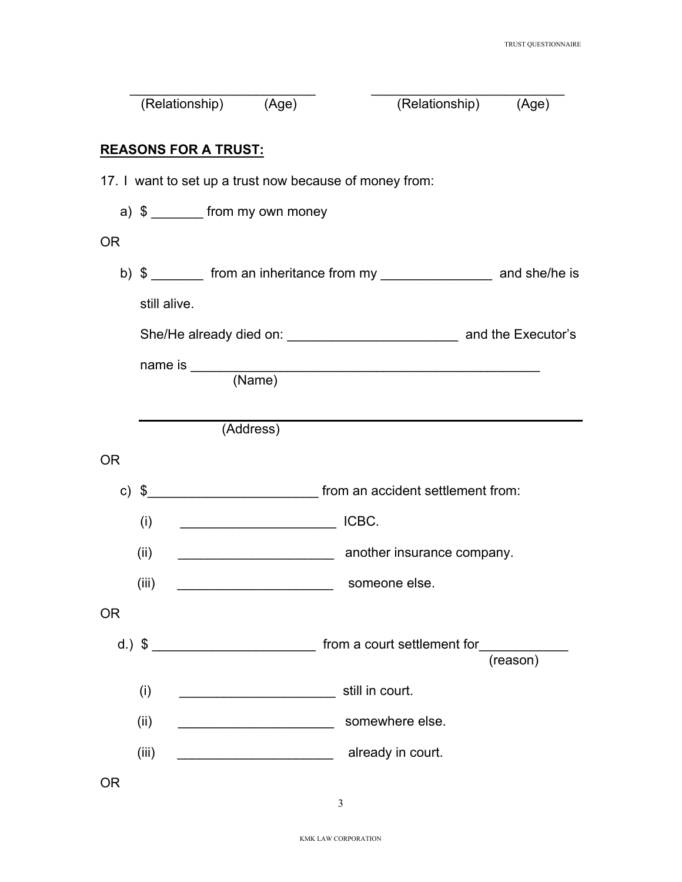\_\_\_\_\_\_\_\_\_\_\_\_\_\_\_\_\_\_\_\_\_\_\_\_\_\_\_ \_\_\_\_\_\_\_\_\_\_\_\_\_\_\_\_\_\_\_\_\_\_\_\_\_\_\_\_
(Relationship) (Age) (Relationship) (Age)

**REASONS FOR A TRUST:**

17. I want to set up a trust now because of money from:

a) $ _______ from my own money

OR

b) $ _______ from an inheritance from my _______________ and she/he is still alive.

She/He already died on: _______________________ and the Executor's name is _________________________________________________
(Name)

_____________________________________________________________
(Address)

OR

c) $_______________________ from an accident settlement from:

(i) _____________________ ICBC.

(ii) _____________________ another insurance company.

(iii) _____________________ someone else.

OR

d.) $ ______________________ from a court settlement for____________
(reason)

(i) _____________________ still in court.

(ii) _____________________ somewhere else.

(iii) _____________________ already in court.

OR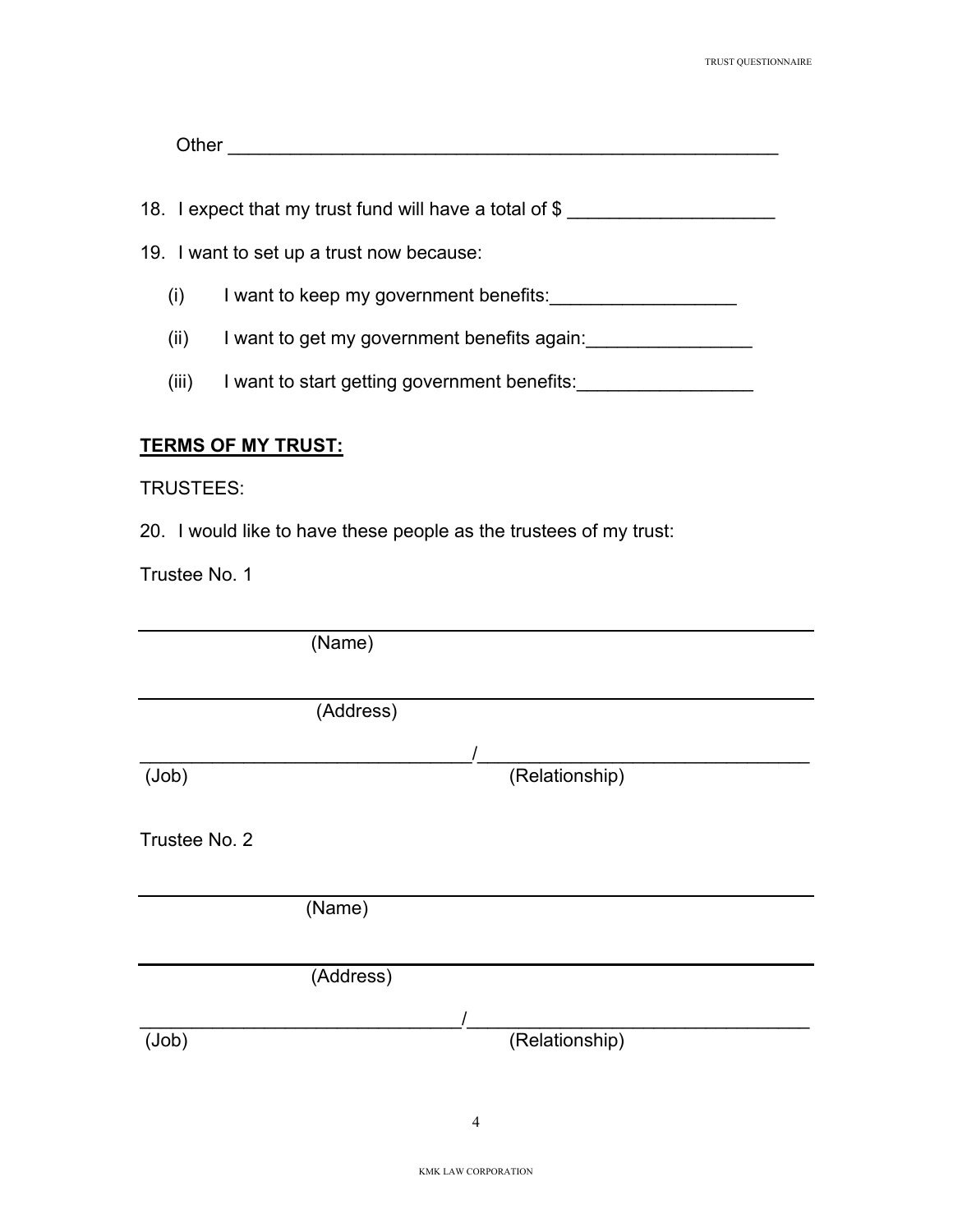Other ______________________________________________________

18. I expect that my trust fund will have a total of $ ____________________

19. I want to set up a trust now because:

   (i) I want to keep my government benefits:__________________

   (ii) I want to get my government benefits again:________________

   (iii) I want to start getting government benefits:_________________

**TERMS OF MY TRUST:**

TRUSTEES:

20. I would like to have these people as the trustees of my trust:

Trustee No. 1

______________________________________________________________
(Name)

______________________________________________________________
(Address)

________________________________/________________________________
(Job) (Relationship)

Trustee No. 2

______________________________________________________________
(Name)

______________________________________________________________
(Address)

________________________________/________________________________
(Job) (Relationship)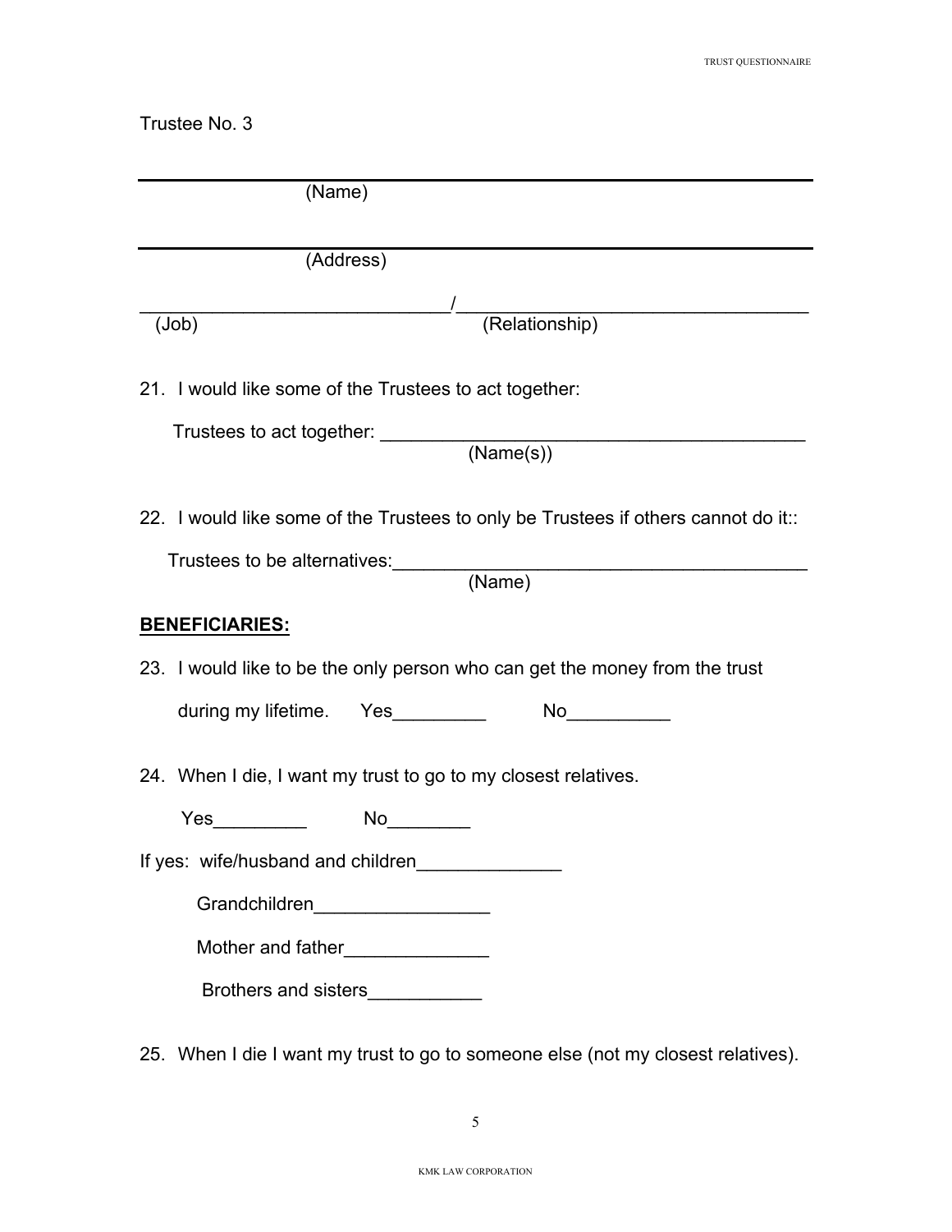Trustee No. 3

___________________________________________________
(Name)

___________________________________________________
(Address)

______________________________/___________________________________
(Job) (Relationship)

21. I would like some of the Trustees to act together:

    Trustees to act together: ___________________________________________
    (Name(s))

22. I would like some of the Trustees to only be Trustees if others cannot do it::

    Trustees to be alternatives:___________________________________________
    (Name)

**BENEFICIARIES:**

23. I would like to be the only person who can get the money from the trust during my lifetime. Yes_________ No__________

24. When I die, I want my trust to go to my closest relatives.

    Yes_________ No________

If yes: wife/husband and children______________

Grandchildren_________________

Mother and father______________

Brothers and sisters___________

25. When I die I want my trust to go to someone else (not my closest relatives).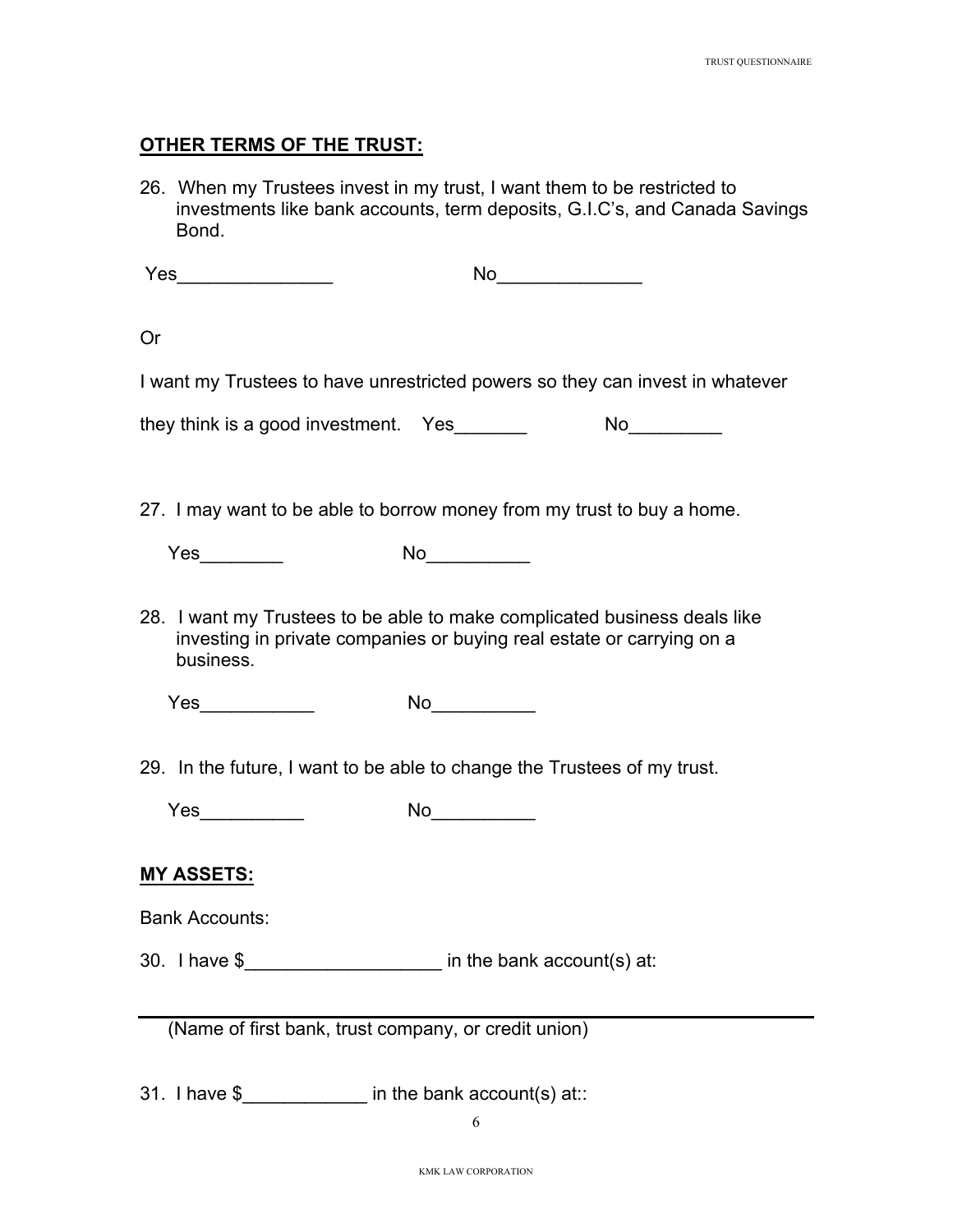**OTHER TERMS OF THE TRUST:**

26. When my Trustees invest in my trust, I want them to be restricted to investments like bank accounts, term deposits, G.I.C's, and Canada Savings Bond.

Yes_______________ No______________

Or

I want my Trustees to have unrestricted powers so they can invest in whatever they think is a good investment. Yes_______ No_________

27. I may want to be able to borrow money from my trust to buy a home.

Yes________ No__________

28. I want my Trustees to be able to make complicated business deals like investing in private companies or buying real estate or carrying on a business.

Yes___________ No__________

29. In the future, I want to be able to change the Trustees of my trust.

Yes__________ No__________

**MY ASSETS:**

Bank Accounts:

30. I have $___________________ in the bank account(s) at:

_______________________________________________

(Name of first bank, trust company, or credit union)

31. I have $____________ in the bank account(s) at::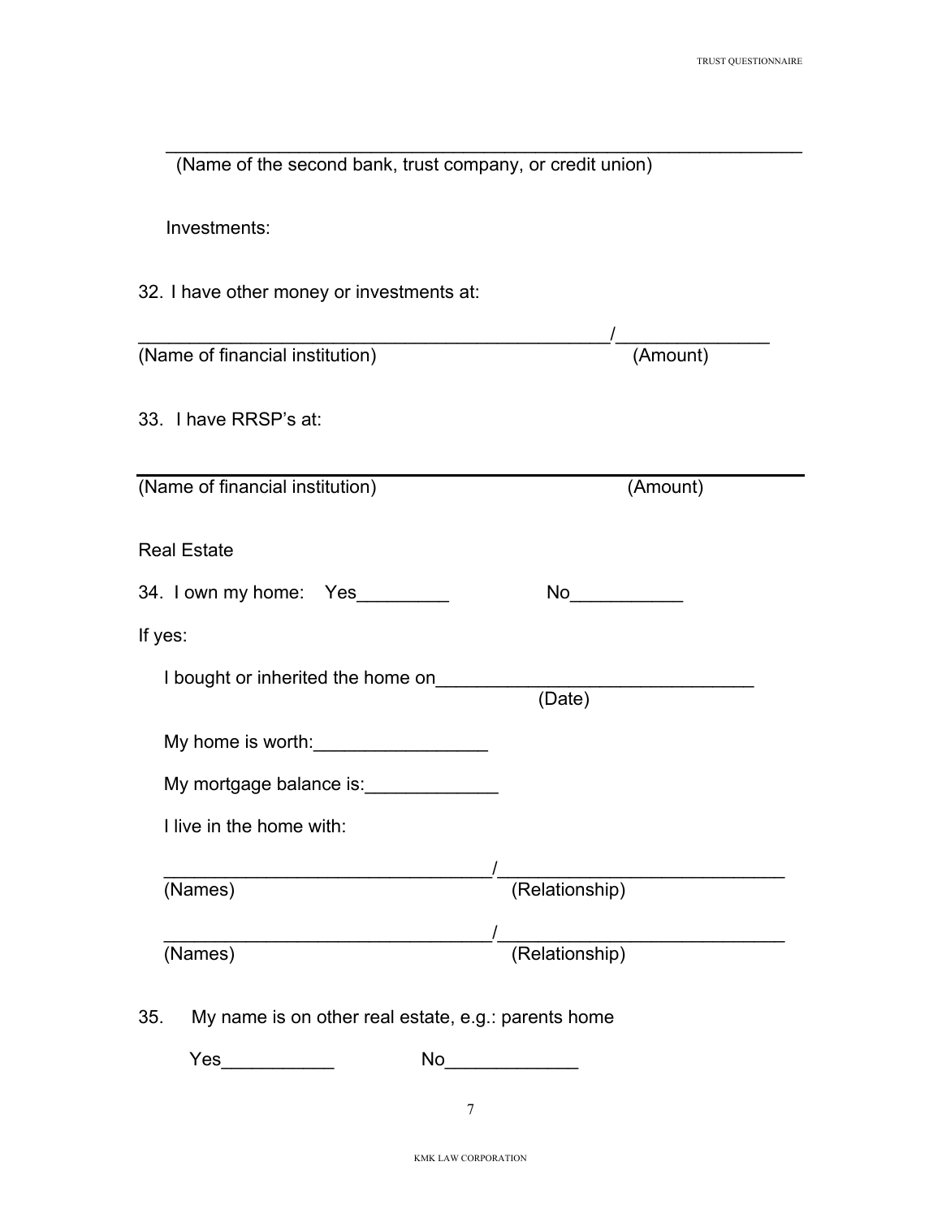\_\_\_\_\_\_\_\_\_\_\_\_\_\_\_\_\_\_\_\_\_\_\_\_\_\_\_\_\_\_\_\_\_\_\_\_\_\_\_\_\_\_\_\_\_\_\_\_\_\_\_\_\_\_\_\_\_\_
(Name of the second bank, trust company, or credit union)

Investments:

32. I have other money or investments at:

\_\_\_\_\_\_\_\_\_\_\_\_\_\_\_\_\_\_\_\_\_\_\_\_\_\_\_\_\_\_\_\_\_\_\_\_\_\_\_\_\_\_\_\_/\_\_\_\_\_\_\_\_\_\_\_\_\_\_\_
(Name of financial institution) (Amount)

33. I have RRSP's at:

\_\_\_\_\_\_\_\_\_\_\_\_\_\_\_\_\_\_\_\_\_\_\_\_\_\_\_\_\_\_\_\_\_\_\_\_\_\_\_\_\_\_\_\_\_\_\_\_\_\_\_\_\_\_\_\_\_\_\_\_
(Name of financial institution) (Amount)

Real Estate

34. I own my home: Yes\_\_\_\_\_\_\_\_\_ No\_\_\_\_\_\_\_\_\_\_\_

If yes:

I bought or inherited the home on\_\_\_\_\_\_\_\_\_\_\_\_\_\_\_\_\_\_\_\_\_\_\_\_\_\_\_\_\_\_
(Date)

My home is worth:\_\_\_\_\_\_\_\_\_\_\_\_\_\_\_\_\_

My mortgage balance is:\_\_\_\_\_\_\_\_\_\_\_\_\_

I live in the home with:

\_\_\_\_\_\_\_\_\_\_\_\_\_\_\_\_\_\_\_\_\_\_\_\_\_\_\_\_\_\_\_/\_\_\_\_\_\_\_\_\_\_\_\_\_\_\_\_\_\_\_\_\_\_\_\_\_\_\_\_
(Names) (Relationship)

\_\_\_\_\_\_\_\_\_\_\_\_\_\_\_\_\_\_\_\_\_\_\_\_\_\_\_\_\_\_\_/\_\_\_\_\_\_\_\_\_\_\_\_\_\_\_\_\_\_\_\_\_\_\_\_\_\_\_\_
(Names) (Relationship)

35. My name is on other real estate, e.g.: parents home

Yes\_\_\_\_\_\_\_\_\_\_\_ No\_\_\_\_\_\_\_\_\_\_\_\_\_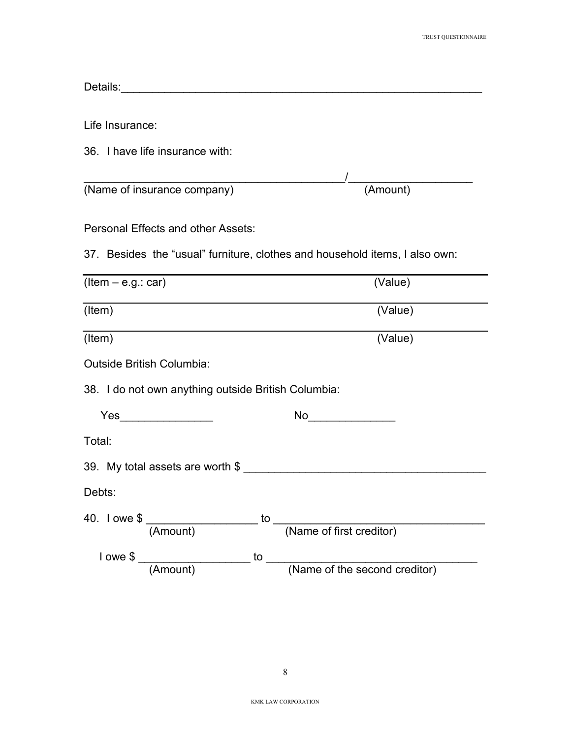Details:____________________________________________________________

Life Insurance:

36. I have life insurance with:

___________________________________________/____________________
(Name of insurance company) (Amount)

Personal Effects and other Assets:

37. Besides the "usual" furniture, clothes and household items, I also own:

______________________________________________________________
(Item – e.g.: car) (Value)

______________________________________________________________
(Item) (Value)

______________________________________________________________
(Item) (Value)

Outside British Columbia:

38. I do not own anything outside British Columbia:

Yes_______________ No______________

Total:

39. My total assets are worth $ ________________________________________

Debts:

40. I owe $ __________________ to __________________________________
(Amount) (Name of first creditor)

I owe $ __________________ to __________________________________
(Amount) (Name of the second creditor)